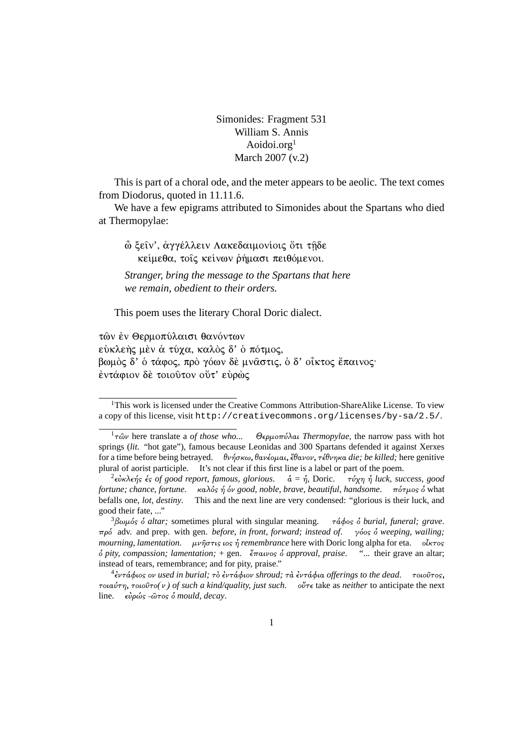Simonides: Fragment 531
William S. Annis
Aoidoi.org[1]
March 2007 (v.2)

This is part of a choral ode, and the meter appears to be aeolic. The text comes from Diodorus, quoted in 11.11.6.

We have a few epigrams attributed to Simonides about the Spartans who died at Thermopylae:

> ὦ ξεῖν', ἀγγέλλειν Λακεδαιμονίοις ὅτι τῇδε
> κείμεθα, τοῖς κείνων ῥήμασι πειθόμενοι.
>
> *Stranger, bring the message to the Spartans that here*
> *we remain, obedient to their orders.*

This poem uses the literary Choral Doric dialect.

τῶν ἐν Θερμοπύλαισι θανόντων
εὐκλεὴς μὲν ἁ τύχα, καλὸς δ' ὁ πότμος,
βωμὸς δ' ὁ τάφος, πρὸ γόων δὲ μνᾶστις, ὁ δ' οἶκτος ἔπαινος·
ἐντάφιον δὲ τοιοῦτον οὔτ' εὐρὼς

---

[1]This work is licensed under the Creative Commons Attribution-ShareAlike License. To view a copy of this license, visit `http://creativecommons.org/licenses/by-sa/2.5/`.

---

[1] τῶν here translate a *of those who...* Θερμοπύλαι *Thermopylae*, the narrow pass with hot springs (*lit.* "hot gate"), famous because Leonidas and 300 Spartans defended it against Xerxes for a time before being betrayed. θνήσκω, θανέομαι, ἔθανον, τέθνηκα *die; be killed;* here genitive plural of aorist participle. It's not clear if this first line is a label or part of the poem.

[2] εὐκλεής ές *of good report, famous, glorious*. ἁ = ἡ, Doric. τύχη ἡ *luck, success, good fortune; chance, fortune*. καλός ή όν *good, noble, brave, beautiful, handsome*. πότμος ὁ what befalls one, *lot, destiny*. This and the next line are very condensed: "glorious is their luck, and good their fate, ..."

[3] βωμός ὁ *altar;* sometimes plural with singular meaning. τάφος ὁ *burial, funeral; grave*. πρό adv. and prep. with gen. *before, in front, forward; instead of*. γόος ὁ *weeping, wailing; mourning, lamentation*. μνῆστις ιος ἡ *remembrance* here with Doric long alpha for eta. οἶκτος ὁ *pity, compassion; lamentation;* + gen. ἔπαινος ὁ *approval, praise*. "... their grave an altar; instead of tears, remembrance; and for pity, praise."

[4] ἐντάφιος ον *used in burial;* τὸ ἐντάφιον *shroud;* τὰ ἐντάφια *offerings to the dead*. τοιοῦτος, τοιαύτη, τοιοῦτο(ν) *of such a kind/quality, just such*. οὔτε take as *neither* to anticipate the next line. εὐρώς -ῶτος ὁ *mould, decay*.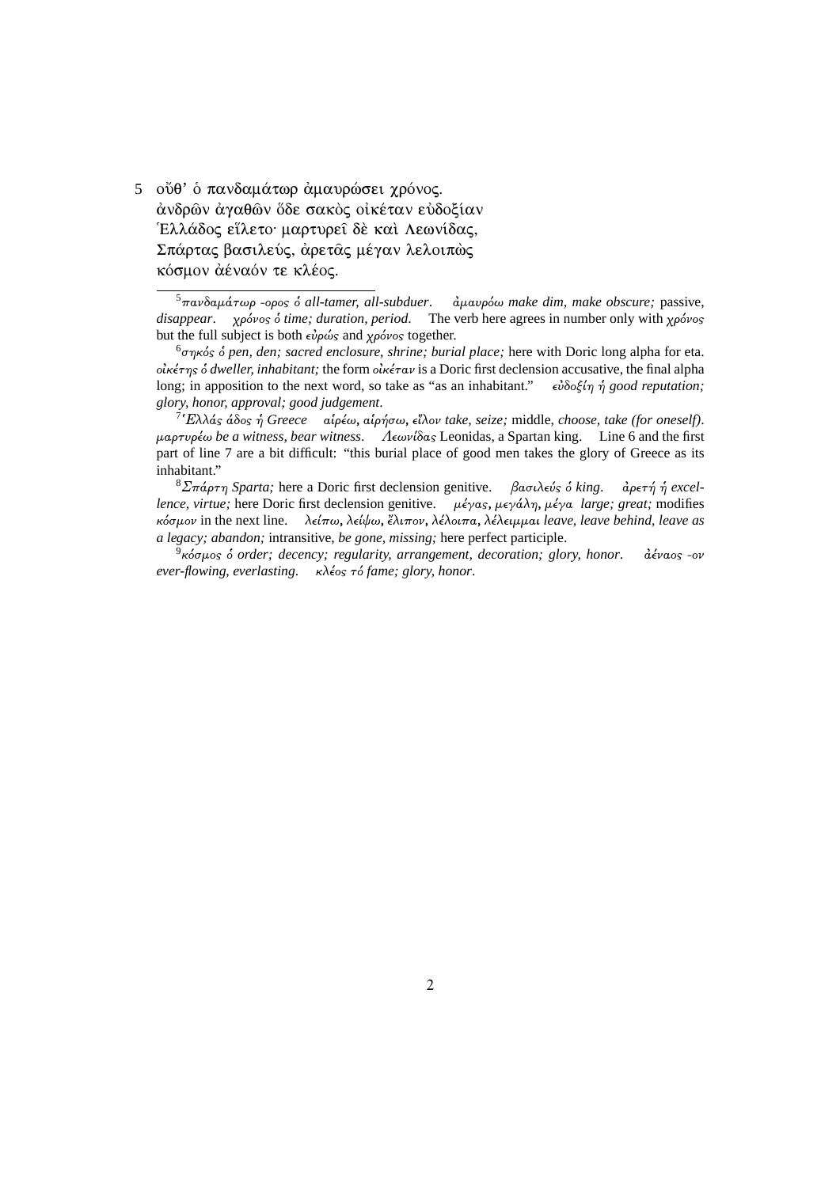5 οὔθ’ ὁ πανδαμάτωρ ἀμαυρώσει χρόνος.
ἀνδρῶν ἀγαθῶν ὅδε σακὸς οἰκέταν εὐδοξίαν
Ἑλλάδος εἵλετο· μαρτυρεῖ δὲ καὶ Λεωνίδας,
Σπάρτας βασιλεύς, ἀρετᾶς μέγαν λελοιπὼς
κόσμον ἀέναόν τε κλέος.

---

[5] *πανδαμάτωρ -ορος ὁ all-tamer, all-subduer*. *ἀμαυρόω make dim, make obscure;* passive, *disappear*. *χρόνος ὁ time; duration, period*. The verb here agrees in number only with *χρόνος* but the full subject is both *εὐρώς* and *χρόνος* together.

[6] *σηκός ὁ pen, den; sacred enclosure, shrine; burial place;* here with Doric long alpha for eta. *οἰκέτης ὁ dweller, inhabitant;* the form *οἰκέταν* is a Doric first declension accusative, the final alpha long; in apposition to the next word, so take as "as an inhabitant." *εὐδοξίη ἡ good reputation; glory, honor, approval; good judgement*.

[7] *Ἑλλάς άδος ἡ Greece* *αἱρέω, αἱρήσω, εἷλον take, seize;* middle, *choose, take (for oneself)*. *μαρτυρέω be a witness, bear witness*. *Λεωνίδας* Leonidas, a Spartan king. Line 6 and the first part of line 7 are a bit difficult: "this burial place of good men takes the glory of Greece as its inhabitant."

[8] *Σπάρτη Sparta;* here a Doric first declension genitive. *βασιλεύς ὁ king*. *ἀρετή ἡ excellence, virtue;* here Doric first declension genitive. *μέγας, μεγάλη, μέγα large; great;* modifies *κόσμον* in the next line. *λείπω, λείψω, ἔλιπον, λέλοιπα, λέλειμμαι leave, leave behind, leave as a legacy; abandon;* intransitive, *be gone, missing;* here perfect participle.

[9] *κόσμος ὁ order; decency; regularity, arrangement, decoration; glory, honor*. *ἀέναος -ον ever-flowing, everlasting*. *κλέος τό fame; glory, honor*.